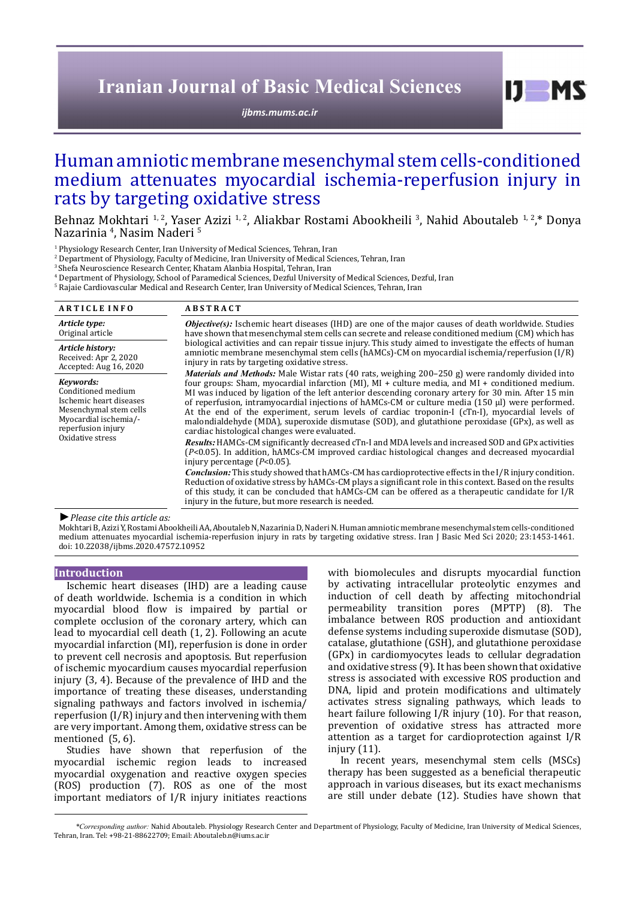# Human amniotic membrane mesenchymal stem cells-conditioned medium attenuates myocardial ischemia-reperfusion injury in rats by targeting oxidative stress

Behnaz Mokhtari [1, 2], Yaser Azizi [1, 2], Aliakbar Rostami Abookheili [3], Nahid Aboutaleb [1, 2],* Donya Nazarinia [4], Nasim Naderi [5]

[1] Physiology Research Center, Iran University of Medical Sciences, Tehran, Iran
[2] Department of Physiology, Faculty of Medicine, Iran University of Medical Sciences, Tehran, Iran
[3] Shefa Neuroscience Research Center, Khatam Alanbia Hospital, Tehran, Iran
[4] Department of Physiology, School of Paramedical Sciences, Dezful University of Medical Sciences, Dezful, Iran
[5] Rajaie Cardiovascular Medical and Research Center, Iran University of Medical Sciences, Tehran, Iran

## ARTICLE INFO

*Article type:*
Original article

*Article history:*
Received: Apr 2, 2020
Accepted: Aug 16, 2020

*Keywords:*
Conditioned medium
Ischemic heart diseases
Mesenchymal stem cells
Myocardial ischemia/-reperfusion injury
Oxidative stress

## ABSTRACT

***Objective(s):*** Ischemic heart diseases (IHD) are one of the major causes of death worldwide. Studies have shown that mesenchymal stem cells can secrete and release conditioned medium (CM) which has biological activities and can repair tissue injury. This study aimed to investigate the effects of human amniotic membrane mesenchymal stem cells (hAMCs)-CM on myocardial ischemia/reperfusion (I/R) injury in rats by targeting oxidative stress.

***Materials and Methods:*** Male Wistar rats (40 rats, weighing 200–250 g) were randomly divided into four groups: Sham, myocardial infarction (MI), MI + culture media, and MI + conditioned medium. MI was induced by ligation of the left anterior descending coronary artery for 30 min. After 15 min of reperfusion, intramyocardial injections of hAMCs-CM or culture media (150 µl) were performed. At the end of the experiment, serum levels of cardiac troponin-I (*c*Tn-I), myocardial levels of malondialdehyde (MDA), superoxide dismutase (SOD), and glutathione peroxidase (GPx), as well as cardiac histological changes were evaluated.

***Results:*** HAMCs-CM significantly decreased cTn-I and MDA levels and increased SOD and GPx activities ($P<0.05$). In addition, hAMCs-CM improved cardiac histological changes and decreased myocardial injury percentage ($P<0.05$).

***Conclusion:*** This study showed that hAMCs-CM has cardioprotective effects in the I/R injury condition. Reduction of oxidative stress by hAMCs-CM plays a significant role in this context. Based on the results of this study, it can be concluded that hAMCs-CM can be offered as a therapeutic candidate for I/R injury in the future, but more research is needed.

*► Please cite this article as:*

Mokhtari B, Azizi Y, Rostami Abookheili AA, Aboutaleb N, Nazarinia D, Naderi N. Human amniotic membrane mesenchymal stem cells-conditioned medium attenuates myocardial ischemia-reperfusion injury in rats by targeting oxidative stress. Iran J Basic Med Sci 2020; 23:1453-1461. doi: 10.22038/ijbms.2020.47572.10952

## Introduction

Ischemic heart diseases (IHD) are a leading cause of death worldwide. Ischemia is a condition in which myocardial blood flow is impaired by partial or complete occlusion of the coronary artery, which can lead to myocardial cell death (1, 2). Following an acute myocardial infarction (MI), reperfusion is done in order to prevent cell necrosis and apoptosis. But reperfusion of ischemic myocardium causes myocardial reperfusion injury (3, 4). Because of the prevalence of IHD and the importance of treating these diseases, understanding signaling pathways and factors involved in ischemia/reperfusion (I/R) injury and then intervening with them are very important. Among them, oxidative stress can be mentioned (5, 6).

Studies have shown that reperfusion of the myocardial ischemic region leads to increased myocardial oxygenation and reactive oxygen species (ROS) production (7). ROS as one of the most important mediators of I/R injury initiates reactions with biomolecules and disrupts myocardial function by activating intracellular proteolytic enzymes and induction of cell death by affecting mitochondrial permeability transition pores (MPTP) (8). The imbalance between ROS production and antioxidant defense systems including superoxide dismutase (SOD), catalase, glutathione (GSH), and glutathione peroxidase (GPx) in cardiomyocytes leads to cellular degradation and oxidative stress (9). It has been shown that oxidative stress is associated with excessive ROS production and DNA, lipid and protein modifications and ultimately activates stress signaling pathways, which leads to heart failure following I/R injury (10). For that reason, prevention of oxidative stress has attracted more attention as a target for cardioprotection against I/R injury (11).

In recent years, mesenchymal stem cells (MSCs) therapy has been suggested as a beneficial therapeutic approach in various diseases, but its exact mechanisms are still under debate (12). Studies have shown that

*Corresponding author: Nahid Aboutaleb. Physiology Research Center and Department of Physiology, Faculty of Medicine, Iran University of Medical Sciences, Tehran, Iran. Tel: +98-21-88622709; Email: Aboutaleb.n@iums.ac.ir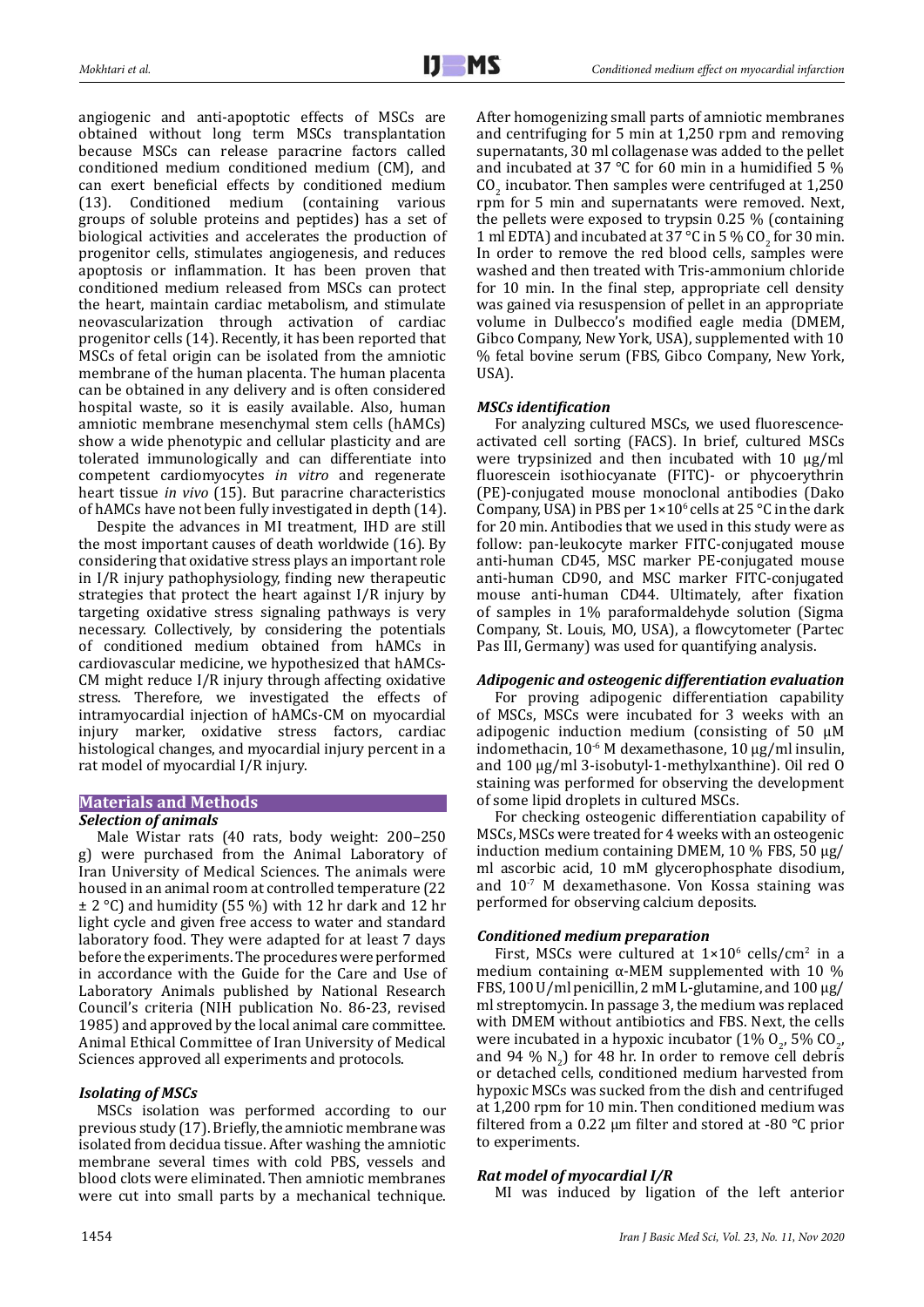angiogenic and anti-apoptotic effects of MSCs are obtained without long term MSCs transplantation because MSCs can release paracrine factors called conditioned medium conditioned medium (CM), and can exert beneficial effects by conditioned medium (13). Conditioned medium (containing various groups of soluble proteins and peptides) has a set of biological activities and accelerates the production of progenitor cells, stimulates angiogenesis, and reduces apoptosis or inflammation. It has been proven that conditioned medium released from MSCs can protect the heart, maintain cardiac metabolism, and stimulate neovascularization through activation of cardiac progenitor cells (14). Recently, it has been reported that MSCs of fetal origin can be isolated from the amniotic membrane of the human placenta. The human placenta can be obtained in any delivery and is often considered hospital waste, so it is easily available. Also, human amniotic membrane mesenchymal stem cells (hAMCs) show a wide phenotypic and cellular plasticity and are tolerated immunologically and can differentiate into competent cardiomyocytes *in vitro* and regenerate heart tissue *in vivo* (15). But paracrine characteristics of hAMCs have not been fully investigated in depth (14).

Despite the advances in MI treatment, IHD are still the most important causes of death worldwide (16). By considering that oxidative stress plays an important role in I/R injury pathophysiology, finding new therapeutic strategies that protect the heart against I/R injury by targeting oxidative stress signaling pathways is very necessary. Collectively, by considering the potentials of conditioned medium obtained from hAMCs in cardiovascular medicine, we hypothesized that hAMCs-CM might reduce I/R injury through affecting oxidative stress. Therefore, we investigated the effects of intramyocardial injection of hAMCs-CM on myocardial injury marker, oxidative stress factors, cardiac histological changes, and myocardial injury percent in a rat model of myocardial I/R injury.

## Materials and Methods

### *Selection of animals*

Male Wistar rats (40 rats, body weight: 200–250 g) were purchased from the Animal Laboratory of Iran University of Medical Sciences. The animals were housed in an animal room at controlled temperature (22 ± 2 °C) and humidity (55 %) with 12 hr dark and 12 hr light cycle and given free access to water and standard laboratory food. They were adapted for at least 7 days before the experiments. The procedures were performed in accordance with the Guide for the Care and Use of Laboratory Animals published by National Research Council's criteria (NIH publication No. 86-23, revised 1985) and approved by the local animal care committee. Animal Ethical Committee of Iran University of Medical Sciences approved all experiments and protocols.

### *Isolating of MSCs*

MSCs isolation was performed according to our previous study (17). Briefly, the amniotic membrane was isolated from decidua tissue. After washing the amniotic membrane several times with cold PBS, vessels and blood clots were eliminated. Then amniotic membranes were cut into small parts by a mechanical technique. After homogenizing small parts of amniotic membranes and centrifuging for 5 min at 1,250 rpm and removing supernatants, 30 ml collagenase was added to the pellet and incubated at 37 °C for 60 min in a humidified 5 % $CO_2$ incubator. Then samples were centrifuged at 1,250 rpm for 5 min and supernatants were removed. Next, the pellets were exposed to trypsin 0.25 % (containing 1 ml EDTA) and incubated at 37 °C in 5 % $CO_2$ for 30 min. In order to remove the red blood cells, samples were washed and then treated with Tris-ammonium chloride for 10 min. In the final step, appropriate cell density was gained via resuspension of pellet in an appropriate volume in Dulbecco's modified eagle media (DMEM, Gibco Company, New York, USA), supplemented with 10 % fetal bovine serum (FBS, Gibco Company, New York, USA).

### *MSCs identification*

For analyzing cultured MSCs, we used fluorescence-activated cell sorting (FACS). In brief, cultured MSCs were trypsinized and then incubated with 10 μg/ml fluorescein isothiocyanate (FITC)- or phycoerythrin (PE)-conjugated mouse monoclonal antibodies (Dako Company, USA) in PBS per $1\times10^6$ cells at 25 °C in the dark for 20 min. Antibodies that we used in this study were as follow: pan-leukocyte marker FITC-conjugated mouse anti-human CD45, MSC marker PE-conjugated mouse anti-human CD90, and MSC marker FITC-conjugated mouse anti-human CD44. Ultimately, after fixation of samples in 1% paraformaldehyde solution (Sigma Company, St. Louis, MO, USA), a flowcytometer (Partec Pas III, Germany) was used for quantifying analysis.

### *Adipogenic and osteogenic differentiation evaluation*

For proving adipogenic differentiation capability of MSCs, MSCs were incubated for 3 weeks with an adipogenic induction medium (consisting of 50 μM indomethacin, $10^{-6}$ M dexamethasone, 10 μg/ml insulin, and 100 μg/ml 3-isobutyl-1-methylxanthine). Oil red O staining was performed for observing the development of some lipid droplets in cultured MSCs.

For checking osteogenic differentiation capability of MSCs, MSCs were treated for 4 weeks with an osteogenic induction medium containing DMEM, 10 % FBS, 50 μg/ml ascorbic acid, 10 mM glycerophosphate disodium, and $10^{-7}$ M dexamethasone. Von Kossa staining was performed for observing calcium deposits.

### *Conditioned medium preparation*

First, MSCs were cultured at $1\times10^6$ cells/cm$^2$ in a medium containing α-MEM supplemented with 10 % FBS, 100 U/ml penicillin, 2 mM L-glutamine, and 100 μg/ml streptomycin. In passage 3, the medium was replaced with DMEM without antibiotics and FBS. Next, the cells were incubated in a hypoxic incubator (1% $O_2$, 5% $CO_2$, and 94 % $N_2$) for 48 hr. In order to remove cell debris or detached cells, conditioned medium harvested from hypoxic MSCs was sucked from the dish and centrifuged at 1,200 rpm for 10 min. Then conditioned medium was filtered from a 0.22 μm filter and stored at -80 °C prior to experiments.

### *Rat model of myocardial I/R*

MI was induced by ligation of the left anterior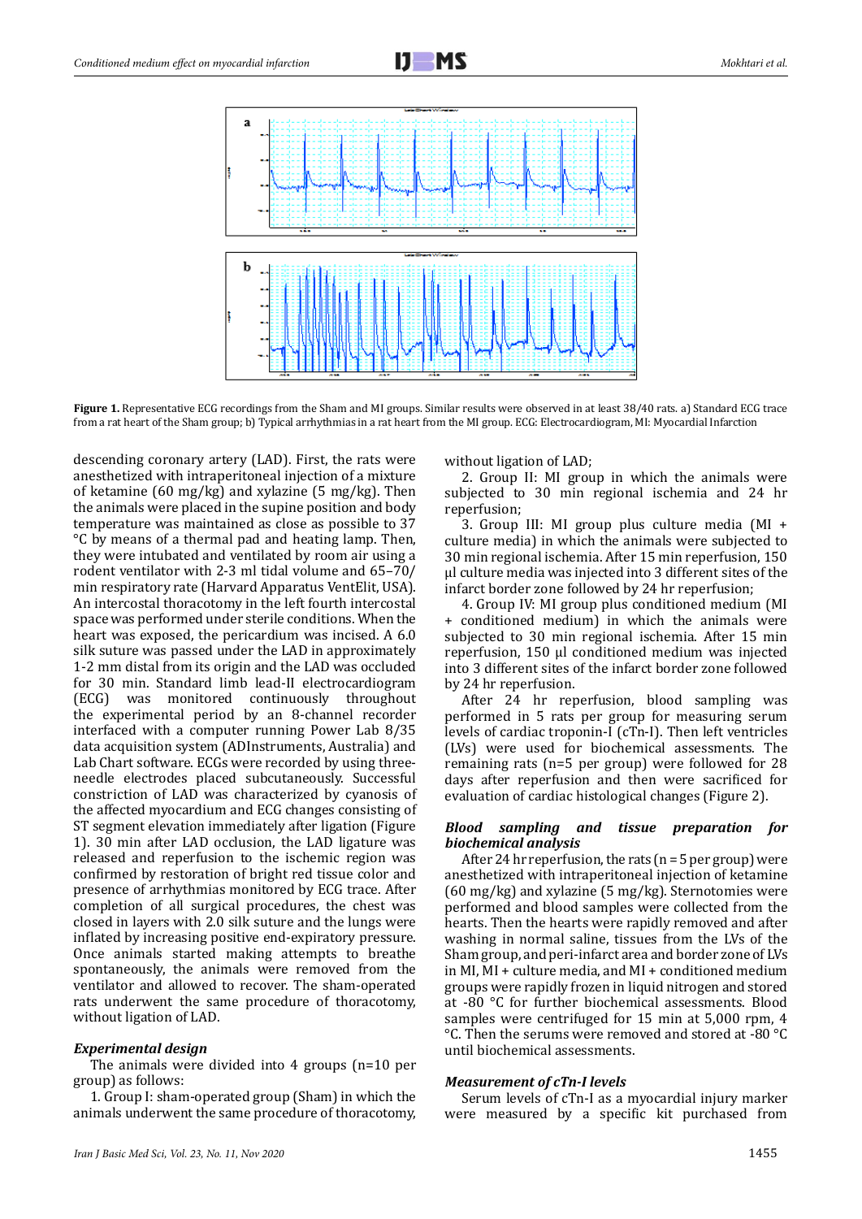**Figure 1.** Representative ECG recordings from the Sham and MI groups. Similar results were observed in at least 38/40 rats. a) Standard ECG trace from a rat heart of the Sham group; b) Typical arrhythmias in a rat heart from the MI group. ECG: Electrocardiogram, MI: Myocardial Infarction

descending coronary artery (LAD). First, the rats were anesthetized with intraperitoneal injection of a mixture of ketamine (60 mg/kg) and xylazine (5 mg/kg). Then the animals were placed in the supine position and body temperature was maintained as close as possible to 37 °C by means of a thermal pad and heating lamp. Then, they were intubated and ventilated by room air using a rodent ventilator with 2-3 ml tidal volume and 65–70/min respiratory rate (Harvard Apparatus VentElit, USA). An intercostal thoracotomy in the left fourth intercostal space was performed under sterile conditions. When the heart was exposed, the pericardium was incised. A 6.0 silk suture was passed under the LAD in approximately 1-2 mm distal from its origin and the LAD was occluded for 30 min. Standard limb lead-II electrocardiogram (ECG) was monitored continuously throughout the experimental period by an 8-channel recorder interfaced with a computer running Power Lab 8/35 data acquisition system (ADInstruments, Australia) and Lab Chart software. ECGs were recorded by using three-needle electrodes placed subcutaneously. Successful constriction of LAD was characterized by cyanosis of the affected myocardium and ECG changes consisting of ST segment elevation immediately after ligation (Figure 1). 30 min after LAD occlusion, the LAD ligature was released and reperfusion to the ischemic region was confirmed by restoration of bright red tissue color and presence of arrhythmias monitored by ECG trace. After completion of all surgical procedures, the chest was closed in layers with 2.0 silk suture and the lungs were inflated by increasing positive end-expiratory pressure. Once animals started making attempts to breathe spontaneously, the animals were removed from the ventilator and allowed to recover. The sham-operated rats underwent the same procedure of thoracotomy, without ligation of LAD.

### *Experimental design*

The animals were divided into 4 groups (n=10 per group) as follows:

1. Group I: sham-operated group (Sham) in which the animals underwent the same procedure of thoracotomy, without ligation of LAD;
2. Group II: MI group in which the animals were subjected to 30 min regional ischemia and 24 hr reperfusion;
3. Group III: MI group plus culture media (MI + culture media) in which the animals were subjected to 30 min regional ischemia. After 15 min reperfusion, 150 µl culture media was injected into 3 different sites of the infarct border zone followed by 24 hr reperfusion;
4. Group IV: MI group plus conditioned medium (MI + conditioned medium) in which the animals were subjected to 30 min regional ischemia. After 15 min reperfusion, 150 µl conditioned medium was injected into 3 different sites of the infarct border zone followed by 24 hr reperfusion.

After 24 hr reperfusion, blood sampling was performed in 5 rats per group for measuring serum levels of cardiac troponin-I (cTn-I). Then left ventricles (LVs) were used for biochemical assessments. The remaining rats (n=5 per group) were followed for 28 days after reperfusion and then were sacrificed for evaluation of cardiac histological changes (Figure 2).

### *Blood sampling and tissue preparation for biochemical analysis*

After 24 hr reperfusion, the rats (n = 5 per group) were anesthetized with intraperitoneal injection of ketamine (60 mg/kg) and xylazine (5 mg/kg). Sternotomies were performed and blood samples were collected from the hearts. Then the hearts were rapidly removed and after washing in normal saline, tissues from the LVs of the Sham group, and peri-infarct area and border zone of LVs in MI, MI + culture media, and MI + conditioned medium groups were rapidly frozen in liquid nitrogen and stored at -80 °C for further biochemical assessments. Blood samples were centrifuged for 15 min at 5,000 rpm, 4 °C. Then the serums were removed and stored at -80 °C until biochemical assessments.

### *Measurement of cTn-I levels*

Serum levels of cTn-I as a myocardial injury marker were measured by a specific kit purchased from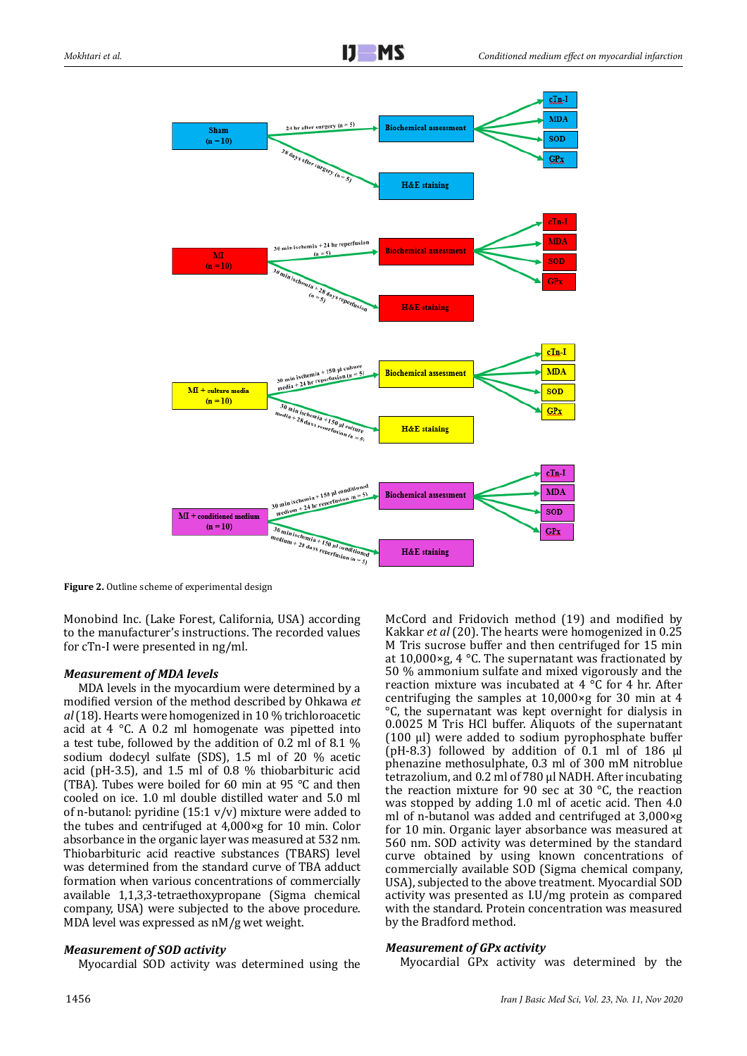Figure 2. Outline scheme of experimental design

Monobind Inc. (Lake Forest, California, USA) according to the manufacturer's instructions. The recorded values for cTn-I were presented in ng/ml.

### *Measurement of MDA levels*

MDA levels in the myocardium were determined by a modified version of the method described by Ohkawa *et al* (18). Hearts were homogenized in 10 % trichloroacetic acid at 4 °C. A 0.2 ml homogenate was pipetted into a test tube, followed by the addition of 0.2 ml of 8.1 % sodium dodecyl sulfate (SDS), 1.5 ml of 20 % acetic acid (pH-3.5), and 1.5 ml of 0.8 % thiobarbituric acid (TBA). Tubes were boiled for 60 min at 95 °C and then cooled on ice. 1.0 ml double distilled water and 5.0 ml of n-butanol: pyridine (15:1 v/v) mixture were added to the tubes and centrifuged at 4,000×g for 10 min. Color absorbance in the organic layer was measured at 532 nm. Thiobarbituric acid reactive substances (TBARS) level was determined from the standard curve of TBA adduct formation when various concentrations of commercially available 1,1,3,3-tetraethoxypropane (Sigma chemical company, USA) were subjected to the above procedure. MDA level was expressed as nM/g wet weight.

### *Measurement of SOD activity*

Myocardial SOD activity was determined using the McCord and Fridovich method (19) and modified by Kakkar *et al* (20). The hearts were homogenized in 0.25 M Tris sucrose buffer and then centrifuged for 15 min at 10,000×g, 4 °C. The supernatant was fractionated by 50 % ammonium sulfate and mixed vigorously and the reaction mixture was incubated at 4 °C for 4 hr. After centrifuging the samples at 10,000×g for 30 min at 4 °C, the supernatant was kept overnight for dialysis in 0.0025 M Tris HCl buffer. Aliquots of the supernatant (100 µl) were added to sodium pyrophosphate buffer (pH-8.3) followed by addition of 0.1 ml of 186 µl phenazine methosulphate, 0.3 ml of 300 mM nitroblue tetrazolium, and 0.2 ml of 780 µl NADH. After incubating the reaction mixture for 90 sec at 30 °C, the reaction was stopped by adding 1.0 ml of acetic acid. Then 4.0 ml of n-butanol was added and centrifuged at 3,000×g for 10 min. Organic layer absorbance was measured at 560 nm. SOD activity was determined by the standard curve obtained by using known concentrations of commercially available SOD (Sigma chemical company, USA), subjected to the above treatment. Myocardial SOD activity was presented as I.U/mg protein as compared with the standard curve. Protein concentration was measured by the Bradford method.

### *Measurement of GPx activity*

Myocardial GPx activity was determined by the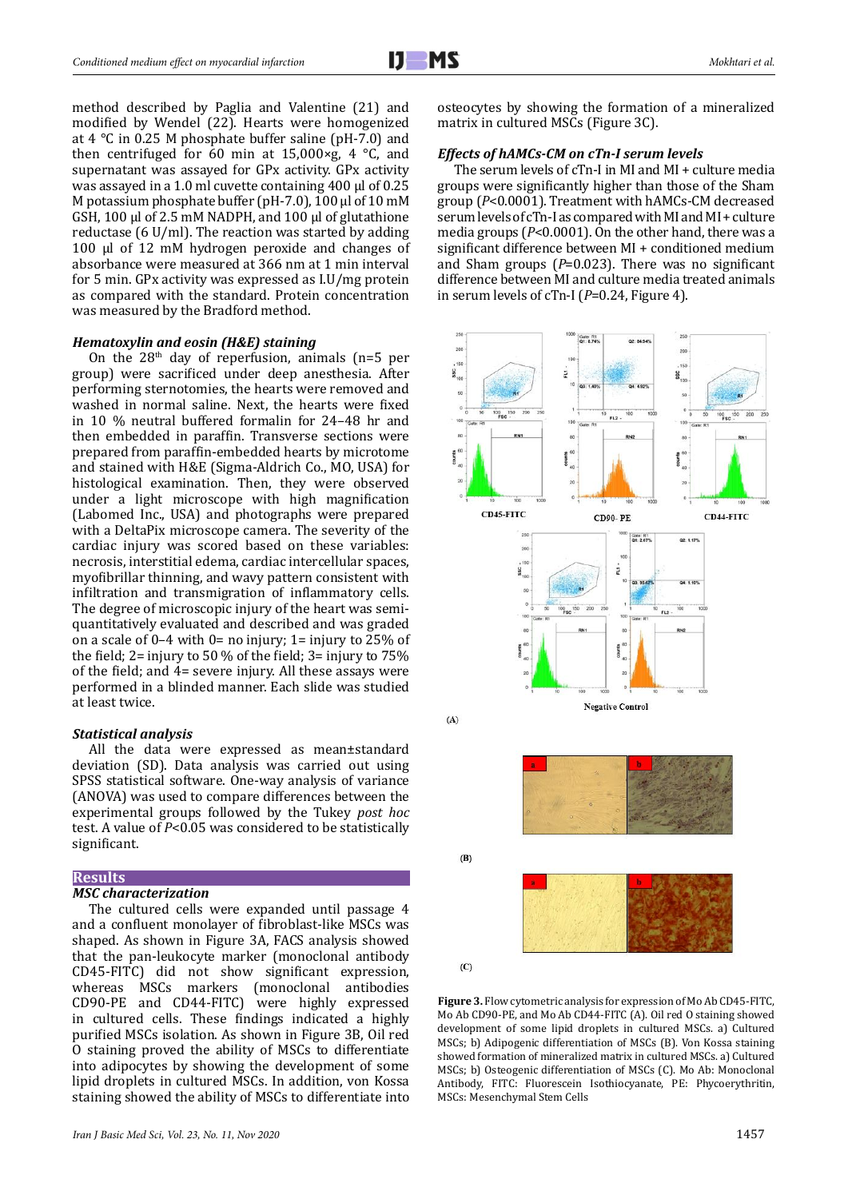method described by Paglia and Valentine (21) and modified by Wendel (22). Hearts were homogenized at 4 °C in 0.25 M phosphate buffer saline (pH-7.0) and then centrifuged for 60 min at 15,000×g, 4 °C, and supernatant was assayed for GPx activity. GPx activity was assayed in a 1.0 ml cuvette containing 400 µl of 0.25 M potassium phosphate buffer (pH-7.0), 100 µl of 10 mM GSH, 100 µl of 2.5 mM NADPH, and 100 µl of glutathione reductase (6 U/ml). The reaction was started by adding 100 µl of 12 mM hydrogen peroxide and changes of absorbance were measured at 366 nm at 1 min interval for 5 min. GPx activity was expressed as I.U/mg protein as compared with the standard. Protein concentration was measured by the Bradford method.

### *Hematoxylin and eosin (H&E) staining*

On the 28th day of reperfusion, animals (n=5 per group) were sacrificed under deep anesthesia. After performing sternotomies, the hearts were removed and washed in normal saline. Next, the hearts were fixed in 10 % neutral buffered formalin for 24–48 hr and then embedded in paraffin. Transverse sections were prepared from paraffin-embedded hearts by microtome and stained with H&E (Sigma-Aldrich Co., MO, USA) for histological examination. Then, they were observed under a light microscope with high magnification (Labomed Inc., USA) and photographs were prepared with a DeltaPix microscope camera. The severity of the cardiac injury was scored based on these variables: necrosis, interstitial edema, cardiac intercellular spaces, myofibrillar thinning, and wavy pattern consistent with infiltration and transmigration of inflammatory cells. The degree of microscopic injury of the heart was semi-quantitatively evaluated and described and was graded on a scale of 0–4 with 0= no injury; 1= injury to 25% of the field; 2= injury to 50 % of the field; 3= injury to 75% of the field; and 4= severe injury. All these assays were performed in a blinded manner. Each slide was studied at least twice.

### *Statistical analysis*

All the data were expressed as mean±standard deviation (SD). Data analysis was carried out using SPSS statistical software. One-way analysis of variance (ANOVA) was used to compare differences between the experimental groups followed by the Tukey *post hoc* test. A value of $P<0.05$ was considered to be statistically significant.

## Results

### *MSC characterization*

The cultured cells were expanded until passage 4 and a confluent monolayer of fibroblast-like MSCs was shaped. As shown in Figure 3A, FACS analysis showed that the pan-leukocyte marker (monoclonal antibody CD45-FITC) did not show significant expression, whereas MSCs markers (monoclonal antibodies CD90-PE and CD44-FITC) were highly expressed in cultured cells. These findings indicated a highly purified MSCs isolation. As shown in Figure 3B, Oil red O staining proved the ability of MSCs to differentiate into adipocytes by showing the development of some lipid droplets in cultured MSCs. In addition, von Kossa staining showed the ability of MSCs to differentiate into osteocytes by showing the formation of a mineralized matrix in cultured MSCs (Figure 3C).

### *Effects of hAMCs-CM on cTn-I serum levels*

The serum levels of cTn-I in MI and MI + culture media groups were significantly higher than those of the Sham group ($P<0.0001$). Treatment with hAMCs-CM decreased serum levels of cTn-I as compared with MI and MI + culture media groups ($P<0.0001$). On the other hand, there was a significant difference between MI + conditioned medium and Sham groups ($P=0.023$). There was no significant difference between MI and culture media treated animals in serum levels of cTn-I ($P=0.24$, Figure 4).

**Figure 3.** Flow cytometric analysis for expression of Mo Ab CD45-FITC, Mo Ab CD90-PE, and Mo Ab CD44-FITC (A). Oil red O staining showed development of some lipid droplets in cultured MSCs. a) Cultured MSCs; b) Adipogenic differentiation of MSCs (B). Von Kossa staining showed formation of mineralized matrix in cultured MSCs. a) Cultured MSCs; b) Osteogenic differentiation of MSCs (C). Mo Ab: Monoclonal Antibody, FITC: Fluorescein Isothiocyanate, PE: Phycoerythritin, MSCs: Mesenchymal Stem Cells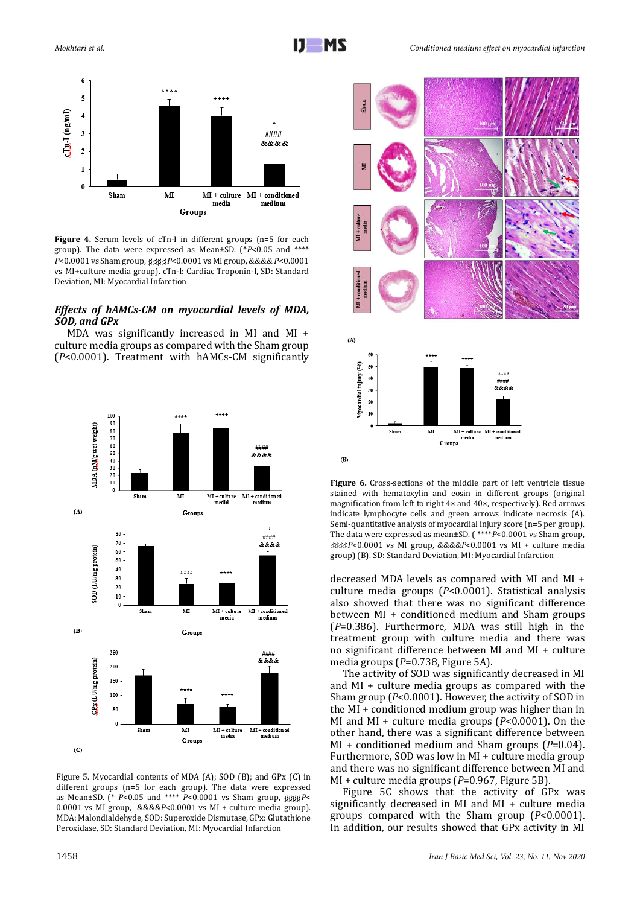**Figure 4.** Serum levels of cTn-I in different groups (n=5 for each group). The data were expressed as Mean±SD. (*$P$<0.05 and **** $P$<0.0001 vs Sham group, ####$P$<0.0001 vs MI group, &&&& $P$<0.0001 vs MI+culture media group). cTn-I: Cardiac Troponin-I, SD: Standard Deviation, MI: Myocardial Infarction

### *Effects of hAMCs-CM on myocardial levels of MDA, SOD, and GPx*

MDA was significantly increased in MI and MI + culture media groups as compared with the Sham group ($P$<0.0001). Treatment with hAMCs-CM significantly decreased MDA levels as compared with MI and MI + culture media groups ($P$<0.0001). Statistical analysis also showed that there was no significant difference between MI + conditioned medium and Sham groups ($P$=0.386). Furthermore, MDA was still high in the treatment group with culture media and there was no significant difference between MI and MI + culture media groups ($P$=0.738, Figure 5A).

The activity of SOD was significantly decreased in MI and MI + culture media groups as compared with the Sham group ($P$<0.0001). However, the activity of SOD in the MI + conditioned medium group was higher than in MI and MI + culture media groups ($P$<0.0001). On the other hand, there was a significant difference between MI + conditioned medium and Sham groups ($P$=0.04). Furthermore, SOD was low in MI + culture media group and there was no significant difference between MI and MI + culture media groups ($P$=0.967, Figure 5B).

Figure 5C shows that the activity of GPx was significantly decreased in MI and MI + culture media groups compared with the Sham group ($P$<0.0001). In addition, our results showed that GPx activity in MI

Figure 5. Myocardial contents of MDA (A); SOD (B); and GPx (C) in different groups (n=5 for each group). The data were expressed as Mean±SD. (* $P$<0.05 and **** $P$<0.0001 vs Sham group, ####$P$< 0.0001 vs MI group, &&&&$P$<0.0001 vs MI + culture media group). MDA: Malondialdehyde, SOD: Superoxide Dismutase, GPx: Glutathione Peroxidase, SD: Standard Deviation, MI: Myocardial Infarction

**Figure 6.** Cross-sections of the middle part of left ventricle tissue stained with hematoxylin and eosin in different groups (original magnification from left to right 4× and 40×, respectively). Red arrows indicate lymphocyte cells and green arrows indicate necrosis (A). Semi-quantitative analysis of myocardial injury score (n=5 per group). The data were expressed as mean±SD. ( ****$P$<0.0001 vs Sham group, ####$P$<0.0001 vs MI group, &&&&$P$<0.0001 vs MI + culture media group) (B). SD: Standard Deviation, MI: Myocardial Infarction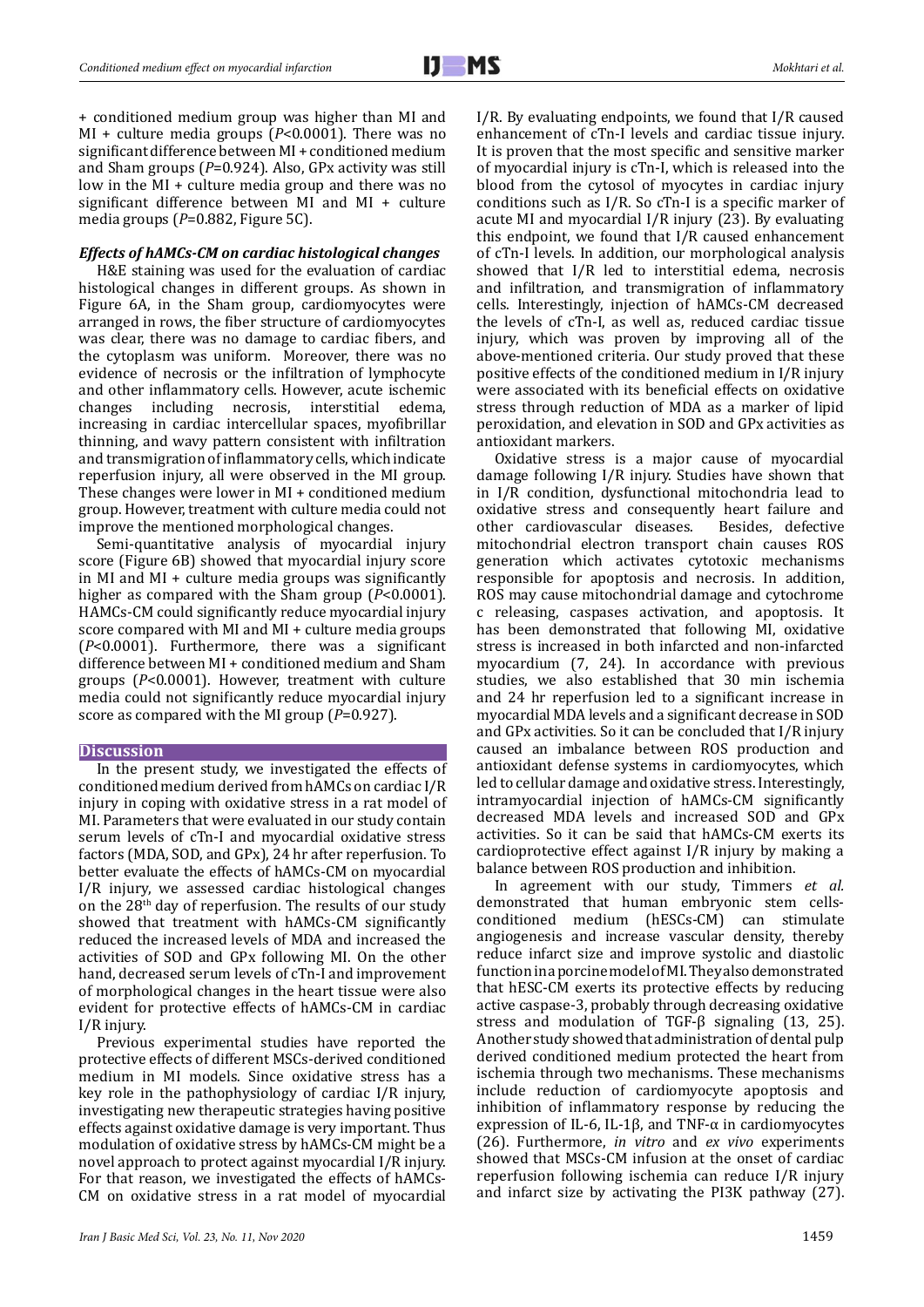+ conditioned medium group was higher than MI and MI + culture media groups ($P<0.0001$). There was no significant difference between MI + conditioned medium and Sham groups ($P=0.924$). Also, GPx activity was still low in the MI + culture media group and there was no significant difference between MI and MI + culture media groups ($P=0.882$, Figure 5C).

### *Effects of hAMCs-CM on cardiac histological changes*

H&E staining was used for the evaluation of cardiac histological changes in different groups. As shown in Figure 6A, in the Sham group, cardiomyocytes were arranged in rows, the fiber structure of cardiomyocytes was clear, there was no damage to cardiac fibers, and the cytoplasm was uniform. Moreover, there was no evidence of necrosis or the infiltration of lymphocyte and other inflammatory cells. However, acute ischemic changes including necrosis, interstitial edema, increasing in cardiac intercellular spaces, myofibrillar thinning, and wavy pattern consistent with infiltration and transmigration of inflammatory cells, which indicate reperfusion injury, all were observed in the MI group. These changes were lower in MI + conditioned medium group. However, treatment with culture media could not improve the mentioned morphological changes.

Semi-quantitative analysis of myocardial injury score (Figure 6B) showed that myocardial injury score in MI and MI + culture media groups was significantly higher as compared with the Sham group ($P<0.0001$). HAMCs-CM could significantly reduce myocardial injury score compared with MI and MI + culture media groups ($P<0.0001$). Furthermore, there was a significant difference between MI + conditioned medium and Sham groups ($P<0.0001$). However, treatment with culture media could not significantly reduce myocardial injury score as compared with the MI group ($P=0.927$).

## Discussion

In the present study, we investigated the effects of conditioned medium derived from hAMCs on cardiac I/R injury in coping with oxidative stress in a rat model of MI. Parameters that were evaluated in our study contain serum levels of cTn-I and myocardial oxidative stress factors (MDA, SOD, and GPx), 24 hr after reperfusion. To better evaluate the effects of hAMCs-CM on myocardial I/R injury, we assessed cardiac histological changes on the 28$^{th}$ day of reperfusion. The results of our study showed that treatment with hAMCs-CM significantly reduced the increased levels of MDA and increased the activities of SOD and GPx following MI. On the other hand, decreased serum levels of cTn-I and improvement of morphological changes in the heart tissue were also evident for protective effects of hAMCs-CM in cardiac I/R injury.

Previous experimental studies have reported the protective effects of different MSCs-derived conditioned medium in MI models. Since oxidative stress has a key role in the pathophysiology of cardiac I/R injury, investigating new therapeutic strategies having positive effects against oxidative damage is very important. Thus modulation of oxidative stress by hAMCs-CM might be a novel approach to protect against myocardial I/R injury. For that reason, we investigated the effects of hAMCs-CM on oxidative stress in a rat model of myocardial I/R. By evaluating endpoints, we found that I/R caused enhancement of cTn-I levels and cardiac tissue injury. It is proven that the most specific and sensitive marker of myocardial injury is cTn-I, which is released into the blood from the cytosol of myocytes in cardiac injury conditions such as I/R. So cTn-I is a specific marker of acute MI and myocardial I/R injury (23). By evaluating this endpoint, we found that I/R caused enhancement of cTn-I levels. In addition, our morphological analysis showed that I/R led to interstitial edema, necrosis and infiltration, and transmigration of inflammatory cells. Interestingly, injection of hAMCs-CM decreased the levels of cTn-I as well as, reduced cardiac tissue injury, which was proven by improving all of the above-mentioned criteria. Our study proved that these positive effects of the conditioned medium in I/R injury were associated with its beneficial effects on oxidative stress through reduction of MDA as a marker of lipid peroxidation, and elevation in SOD and GPx activities as antioxidant markers.

Oxidative stress is a major cause of myocardial damage following I/R injury. Studies have shown that in I/R condition, dysfunctional mitochondria lead to oxidative stress and consequently heart failure and other cardiovascular diseases. Besides, defective mitochondrial electron transport chain causes ROS generation which activates cytotoxic mechanisms responsible for apoptosis and necrosis. In addition, ROS may cause mitochondrial damage and cytochrome c releasing, caspases activation, and apoptosis. It has been demonstrated that following MI, oxidative stress is increased in both infarcted and non-infarcted myocardium (7, 24). In accordance with previous studies, we also established that 30 min ischemia and 24 hr reperfusion led to a significant increase in myocardial MDA levels and a significant decrease in SOD and GPx activities. So it can be concluded that I/R injury caused an imbalance between ROS production and antioxidant defense systems in cardiomyocytes, which led to cellular damage and oxidative stress. Interestingly, intramyocardial injection of hAMCs-CM significantly decreased MDA levels and increased SOD and GPx activities. So it can be said that hAMCs-CM exerts its cardioprotective effect against I/R injury by making a balance between ROS production and inhibition.

In agreement with our study, Timmers *et al.* demonstrated that human embryonic stem cells-conditioned medium (hESCs-CM) can stimulate angiogenesis and increase vascular density, thereby reduce infarct size and improve systolic and diastolic function in a porcine model of MI. They also demonstrated that hESC-CM exerts its protective effects by reducing active caspase-3, probably through decreasing oxidative stress and modulation of TGF-β signaling (13, 25). Another study showed that administration of dental pulp derived conditioned medium protected the heart from ischemia through two mechanisms. These mechanisms include reduction of cardiomyocyte apoptosis and inhibition of inflammatory response by reducing the expression of IL-6, IL-1β, and TNF-α in cardiomyocytes (26). Furthermore, *in vitro* and *ex vivo* experiments showed that MSCs-CM infusion at the onset of cardiac reperfusion following ischemia can reduce I/R injury and infarct size by activating the PI3K pathway (27).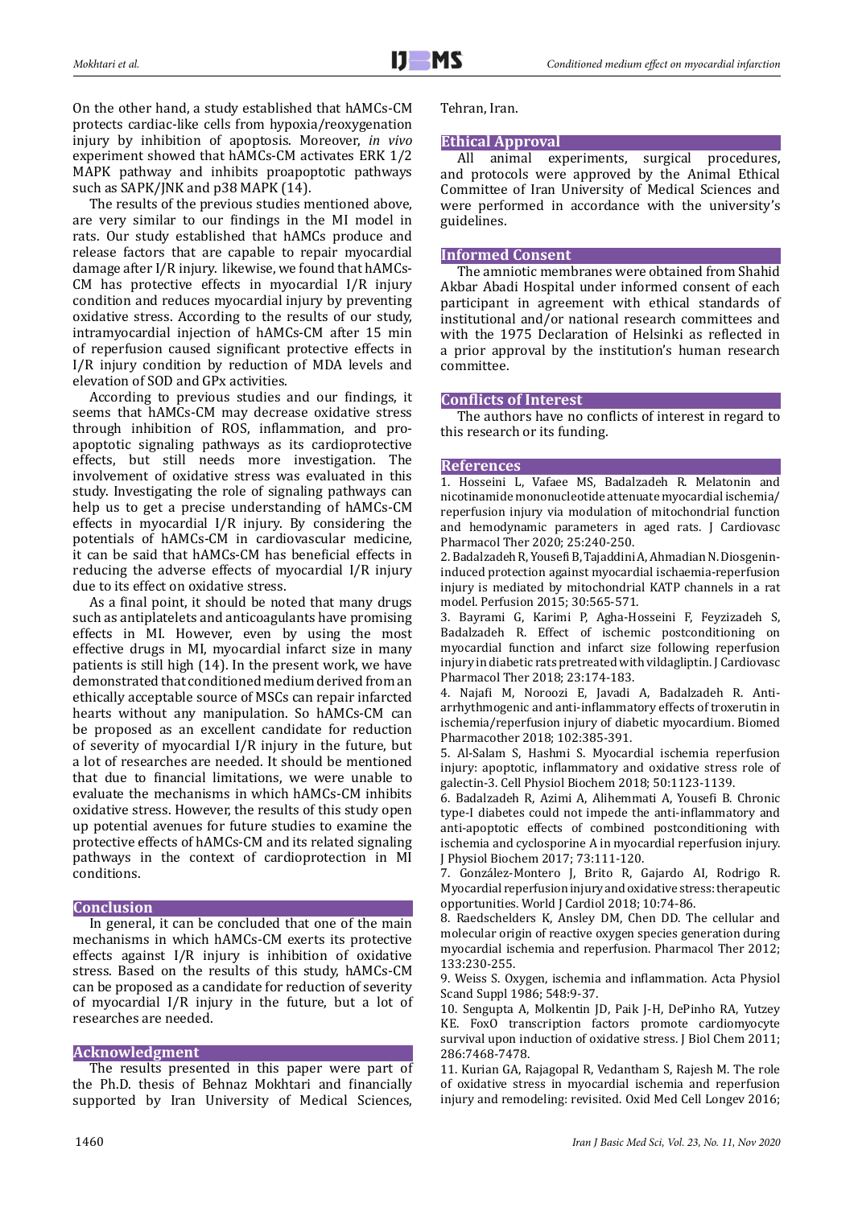On the other hand, a study established that hAMCs-CM protects cardiac-like cells from hypoxia/reoxygenation injury by inhibition of apoptosis. Moreover, *in vivo* experiment showed that hAMCs-CM activates ERK 1/2 MAPK pathway and inhibits proapoptotic pathways such as SAPK/JNK and p38 MAPK (14).

The results of the previous studies mentioned above, are very similar to our findings in the MI model in rats. Our study established that hAMCs produce and release factors that are capable to repair myocardial damage after I/R injury. likewise, we found that hAMCs-CM has protective effects in myocardial I/R injury condition and reduces myocardial injury by preventing oxidative stress. According to the results of our study, intramyocardial injection of hAMCs-CM after 15 min of reperfusion caused significant protective effects in I/R injury condition by reduction of MDA levels and elevation of SOD and GPx activities.

According to previous studies and our findings, it seems that hAMCs-CM may decrease oxidative stress through inhibition of ROS, inflammation, and pro-apoptotic signaling pathways as its cardioprotective effects, but still needs more investigation. The involvement of oxidative stress was evaluated in this study. Investigating the role of signaling pathways can help us to get a precise understanding of hAMCs-CM effects in myocardial I/R injury. By considering the potentials of hAMCs-CM in cardiovascular medicine, it can be said that hAMCs-CM has beneficial effects in reducing the adverse effects of myocardial I/R injury due to its effect on oxidative stress.

As a final point, it should be noted that many drugs such as antiplatelets and anticoagulants have promising effects in MI. However, even by using the most effective drugs in MI, myocardial infarct size in many patients is still high (14). In the present work, we have demonstrated that conditioned medium derived from an ethically acceptable source of MSCs can repair infarcted hearts without any manipulation. So hAMCs-CM can be proposed as an excellent candidate for reduction of severity of myocardial I/R injury in the future, but a lot of researches are needed. It should be mentioned that due to financial limitations, we were unable to evaluate the mechanisms in which hAMCs-CM inhibits oxidative stress. However, the results of this study open up potential avenues for future studies to examine the protective effects of hAMCs-CM and its related signaling pathways in the context of cardioprotection in MI conditions.

## Conclusion

In general, it can be concluded that one of the main mechanisms in which hAMCs-CM exerts its protective effects against I/R injury is inhibition of oxidative stress. Based on the results of this study, hAMCs-CM can be proposed as a candidate for reduction of severity of myocardial I/R injury in the future, but a lot of researches are needed.

## Acknowledgment

The results presented in this paper were part of the Ph.D. thesis of Behnaz Mokhtari and financially supported by Iran University of Medical Sciences, Tehran, Iran.

## Ethical Approval

All animal experiments, surgical procedures, and protocols were approved by the Animal Ethical Committee of Iran University of Medical Sciences and were performed in accordance with the university's guidelines.

## Informed Consent

The amniotic membranes were obtained from Shahid Akbar Abadi Hospital under informed consent of each participant in agreement with ethical standards of institutional and/or national research committees and with the 1975 Declaration of Helsinki as reflected in a prior approval by the institution's human research committee.

## Conflicts of Interest

The authors have no conflicts of interest in regard to this research or its funding.

## References

1. Hosseini L, Vafaee MS, Badalzadeh R. Melatonin and nicotinamide mononucleotide attenuate myocardial ischemia/reperfusion injury via modulation of mitochondrial function and hemodynamic parameters in aged rats. J Cardiovasc Pharmacol Ther 2020; 25:240-250.
2. Badalzadeh R, Yousefi B, Tajaddini A, Ahmadian N. Diosgenin-induced protection against myocardial ischaemia-reperfusion injury is mediated by mitochondrial KATP channels in a rat model. Perfusion 2015; 30:565-571.
3. Bayrami G, Karimi P, Agha-Hosseini F, Feyzizadeh S, Badalzadeh R. Effect of ischemic postconditioning on myocardial function and infarct size following reperfusion injury in diabetic rats pretreated with vildagliptin. J Cardiovasc Pharmacol Ther 2018; 23:174-183.
4. Najafi M, Noroozi E, Javadi A, Badalzadeh R. Anti-arrhythmogenic and anti-inflammatory effects of troxerutin in ischemia/reperfusion injury of diabetic myocardium. Biomed Pharmacother 2018; 102:385-391.
5. Al-Salam S, Hashmi S. Myocardial ischemia reperfusion injury: apoptotic, inflammatory and oxidative stress role of galectin-3. Cell Physiol Biochem 2018; 50:1123-1139.
6. Badalzadeh R, Azimi A, Alihemmati A, Yousefi B. Chronic type-I diabetes could not impede the anti-inflammatory and anti-apoptotic effects of combined postconditioning with ischemia and cyclosporine A in myocardial reperfusion injury. J Physiol Biochem 2017; 73:111-120.
7. González-Montero J, Brito R, Gajardo AI, Rodrigo R. Myocardial reperfusion injury and oxidative stress: therapeutic opportunities. World J Cardiol 2018; 10:74-86.
8. Raedschelders K, Ansley DM, Chen DD. The cellular and molecular origin of reactive oxygen species generation during myocardial ischemia and reperfusion. Pharmacol Ther 2012; 133:230-255.
9. Weiss S. Oxygen, ischemia and inflammation. Acta Physiol Scand Suppl 1986; 548:9-37.
10. Sengupta A, Molkentin JD, Paik J-H, DePinho RA, Yutzey KE. FoxO transcription factors promote cardiomyocyte survival upon induction of oxidative stress. J Biol Chem 2011; 286:7468-7478.
11. Kurian GA, Rajagopal R, Vedantham S, Rajesh M. The role of oxidative stress in myocardial ischemia and reperfusion injury and remodeling: revisited. Oxid Med Cell Longev 2016;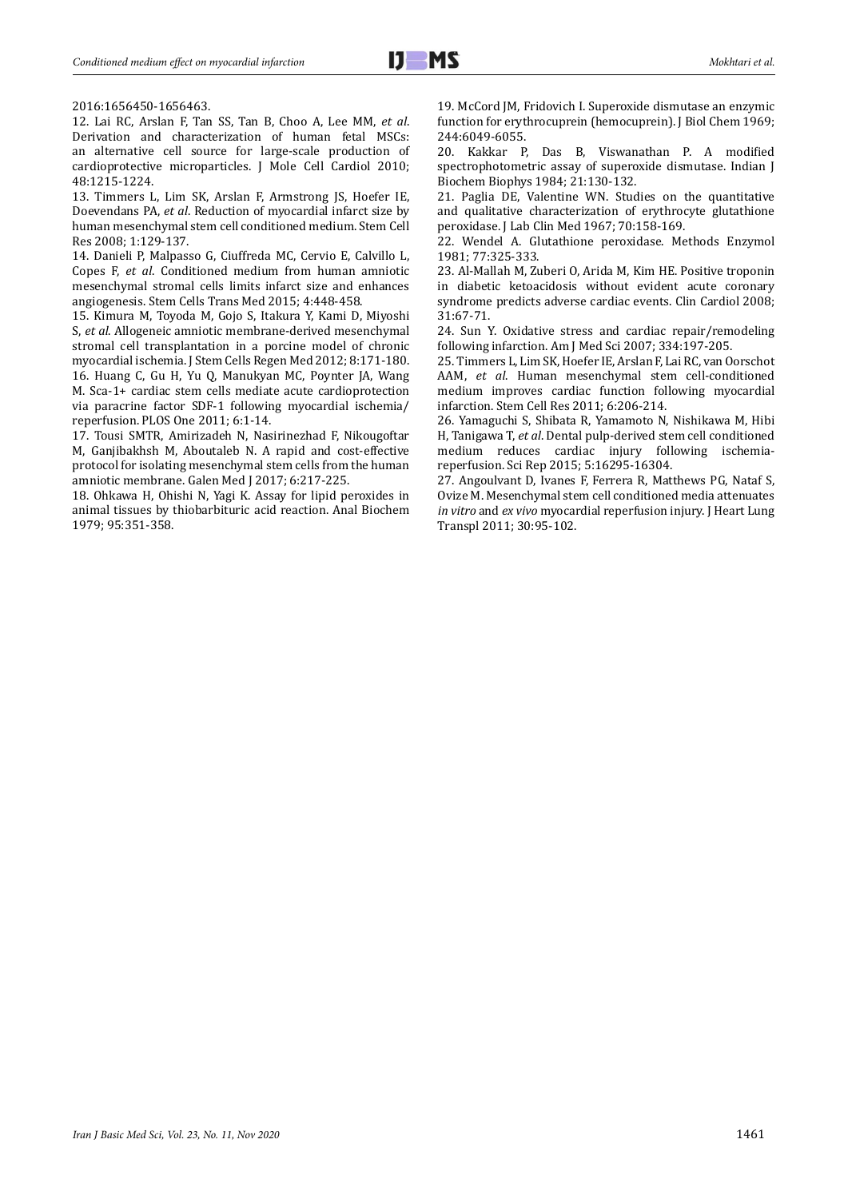2016:1656450-1656463.

12. Lai RC, Arslan F, Tan SS, Tan B, Choo A, Lee MM, *et al*. Derivation and characterization of human fetal MSCs: an alternative cell source for large-scale production of cardioprotective microparticles. J Mole Cell Cardiol 2010; 48:1215-1224.

13. Timmers L, Lim SK, Arslan F, Armstrong JS, Hoefer IE, Doevendans PA, *et al*. Reduction of myocardial infarct size by human mesenchymal stem cell conditioned medium. Stem Cell Res 2008; 1:129-137.

14. Danieli P, Malpasso G, Ciuffreda MC, Cervio E, Calvillo L, Copes F, *et al*. Conditioned medium from human amniotic mesenchymal stromal cells limits infarct size and enhances angiogenesis. Stem Cells Trans Med 2015; 4:448-458.

15. Kimura M, Toyoda M, Gojo S, Itakura Y, Kami D, Miyoshi S, *et al*. Allogeneic amniotic membrane-derived mesenchymal stromal cell transplantation in a porcine model of chronic myocardial ischemia. J Stem Cells Regen Med 2012; 8:171-180.

16. Huang C, Gu H, Yu Q, Manukyan MC, Poynter JA, Wang M. Sca-1+ cardiac stem cells mediate acute cardioprotection via paracrine factor SDF-1 following myocardial ischemia/reperfusion. PLOS One 2011; 6:1-14.

17. Tousi SMTR, Amirizadeh N, Nasirinezhad F, Nikougoftar M, Ganjibakhsh M, Aboutaleb N. A rapid and cost-effective protocol for isolating mesenchymal stem cells from the human amniotic membrane. Galen Med J 2017; 6:217-225.

18. Ohkawa H, Ohishi N, Yagi K. Assay for lipid peroxides in animal tissues by thiobarbituric acid reaction. Anal Biochem 1979; 95:351-358.

19. McCord JM, Fridovich I. Superoxide dismutase an enzymic function for erythrocuprein (hemocuprein). J Biol Chem 1969; 244:6049-6055.

20. Kakkar P, Das B, Viswanathan P. A modified spectrophotometric assay of superoxide dismutase. Indian J Biochem Biophys 1984; 21:130-132.

21. Paglia DE, Valentine WN. Studies on the quantitative and qualitative characterization of erythrocyte glutathione peroxidase. J Lab Clin Med 1967; 70:158-169.

22. Wendel A. Glutathione peroxidase. Methods Enzymol 1981; 77:325-333.

23. Al-Mallah M, Zuberi O, Arida M, Kim HE. Positive troponin in diabetic ketoacidosis without evident acute coronary syndrome predicts adverse cardiac events. Clin Cardiol 2008; 31:67-71.

24. Sun Y. Oxidative stress and cardiac repair/remodeling following infarction. Am J Med Sci 2007; 334:197-205.

25. Timmers L, Lim SK, Hoefer IE, Arslan F, Lai RC, van Oorschot AAM, *et al*. Human mesenchymal stem cell-conditioned medium improves cardiac function following myocardial infarction. Stem Cell Res 2011; 6:206-214.

26. Yamaguchi S, Shibata R, Yamamoto N, Nishikawa M, Hibi H, Tanigawa T, *et al*. Dental pulp-derived stem cell conditioned medium reduces cardiac injury following ischemia-reperfusion. Sci Rep 2015; 5:16295-16304.

27. Angoulvant D, Ivanes F, Ferrera R, Matthews PG, Nataf S, Ovize M. Mesenchymal stem cell conditioned media attenuates *in vitro* and *ex vivo* myocardial reperfusion injury. J Heart Lung Transpl 2011; 30:95-102.